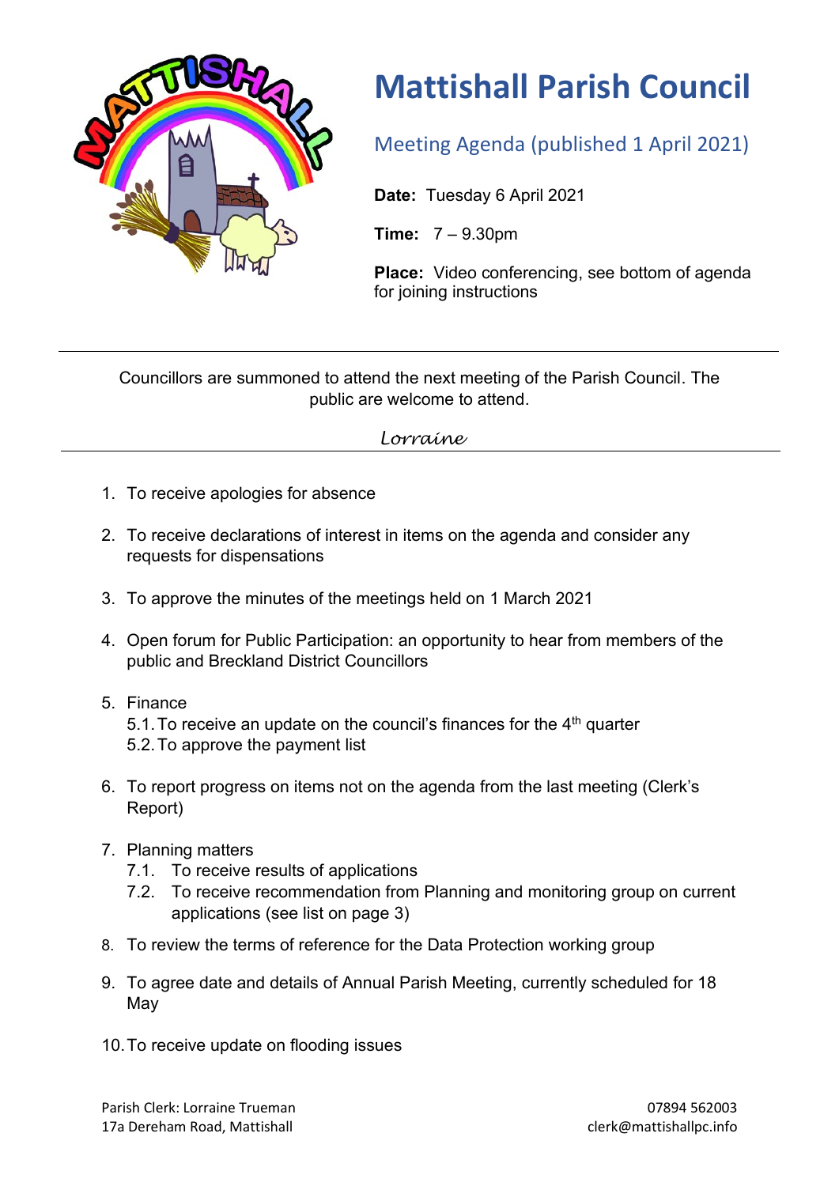# Mattishall Parish Council

## Meeting Agenda (published 1 April 2021)

**Date:** Tuesday 6 April 2021

**Time:** 7 – 9.30pm

**Place:** Video conferencing, see bottom of agenda for joining instructions

---

Councillors are summoned to attend the next meeting of the Parish Council. The public are welcome to attend.

*Lorraine*

---

1. To receive apologies for absence
2. To receive declarations of interest in items on the agenda and consider any requests for dispensations
3. To approve the minutes of the meetings held on 1 March 2021
4. Open forum for Public Participation: an opportunity to hear from members of the public and Breckland District Councillors
5. Finance
   - 5.1. To receive an update on the council's finances for the 4th quarter
   - 5.2. To approve the payment list
6. To report progress on items not on the agenda from the last meeting (Clerk's Report)
7. Planning matters
   - 7.1. To receive results of applications
   - 7.2. To receive recommendation from Planning and monitoring group on current applications (see list on page 3)
8. To review the terms of reference for the Data Protection working group
9. To agree date and details of Annual Parish Meeting, currently scheduled for 18 May
10. To receive update on flooding issues

Parish Clerk: Lorraine Trueman
17a Dereham Road, Mattishall

07894 562003
clerk@mattishallpc.info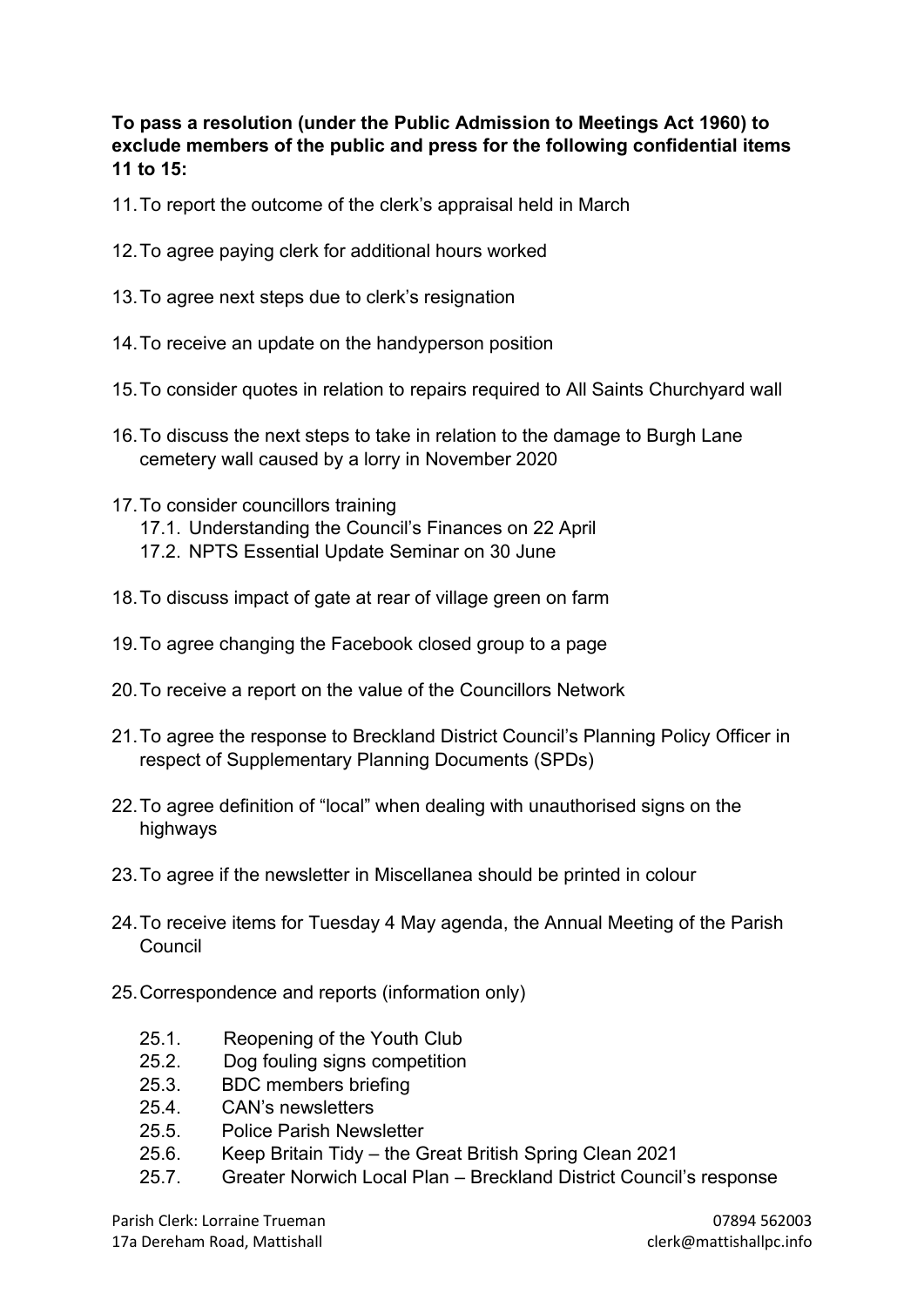**To pass a resolution (under the Public Admission to Meetings Act 1960) to exclude members of the public and press for the following confidential items 11 to 15:**

11. To report the outcome of the clerk's appraisal held in March

12. To agree paying clerk for additional hours worked

13. To agree next steps due to clerk's resignation

14. To receive an update on the handyperson position

15. To consider quotes in relation to repairs required to All Saints Churchyard wall

16. To discuss the next steps to take in relation to the damage to Burgh Lane cemetery wall caused by a lorry in November 2020

17. To consider councillors training
    - 17.1. Understanding the Council's Finances on 22 April
    - 17.2. NPTS Essential Update Seminar on 30 June

18. To discuss impact of gate at rear of village green on farm

19. To agree changing the Facebook closed group to a page

20. To receive a report on the value of the Councillors Network

21. To agree the response to Breckland District Council's Planning Policy Officer in respect of Supplementary Planning Documents (SPDs)

22. To agree definition of "local" when dealing with unauthorised signs on the highways

23. To agree if the newsletter in Miscellanea should be printed in colour

24. To receive items for Tuesday 4 May agenda, the Annual Meeting of the Parish Council

25. Correspondence and reports (information only)
    - 25.1. Reopening of the Youth Club
    - 25.2. Dog fouling signs competition
    - 25.3. BDC members briefing
    - 25.4. CAN's newsletters
    - 25.5. Police Parish Newsletter
    - 25.6. Keep Britain Tidy – the Great British Spring Clean 2021
    - 25.7. Greater Norwich Local Plan – Breckland District Council's response

Parish Clerk: Lorraine Trueman 07894 562003
17a Dereham Road, Mattishall clerk@mattishallpc.info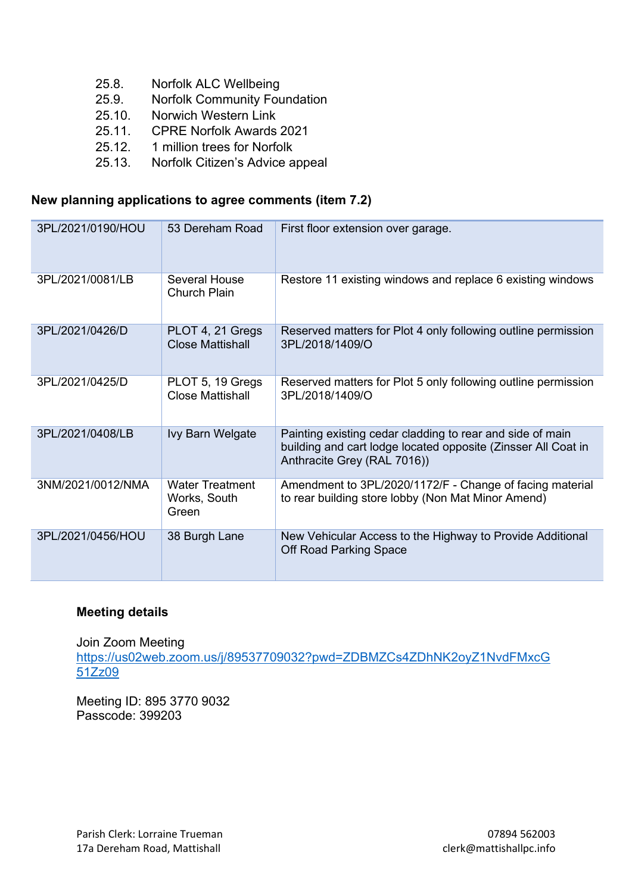25.8. Norfolk ALC Wellbeing
25.9. Norfolk Community Foundation
25.10. Norwich Western Link
25.11. CPRE Norfolk Awards 2021
25.12. 1 million trees for Norfolk
25.13. Norfolk Citizen's Advice appeal

**New planning applications to agree comments (item 7.2)**

| | | |
|---|---|---|
| 3PL/2021/0190/HOU | 53 Dereham Road | First floor extension over garage. |
| 3PL/2021/0081/LB | Several House Church Plain | Restore 11 existing windows and replace 6 existing windows |
| 3PL/2021/0426/D | PLOT 4, 21 Gregs Close Mattishall | Reserved matters for Plot 4 only following outline permission 3PL/2018/1409/O |
| 3PL/2021/0425/D | PLOT 5, 19 Gregs Close Mattishall | Reserved matters for Plot 5 only following outline permission 3PL/2018/1409/O |
| 3PL/2021/0408/LB | Ivy Barn Welgate | Painting existing cedar cladding to rear and side of main building and cart lodge located opposite (Zinsser All Coat in Anthracite Grey (RAL 7016)) |
| 3NM/2021/0012/NMA | Water Treatment Works, South Green | Amendment to 3PL/2020/1172/F - Change of facing material to rear building store lobby (Non Mat Minor Amend) |
| 3PL/2021/0456/HOU | 38 Burgh Lane | New Vehicular Access to the Highway to Provide Additional Off Road Parking Space |

**Meeting details**

Join Zoom Meeting
https://us02web.zoom.us/j/89537709032?pwd=ZDBMZCs4ZDhNK2oyZ1NvdFMxcG51Zz09

Meeting ID: 895 3770 9032
Passcode: 399203

Parish Clerk: Lorraine Trueman
17a Dereham Road, Mattishall

07894 562003
clerk@mattishallpc.info